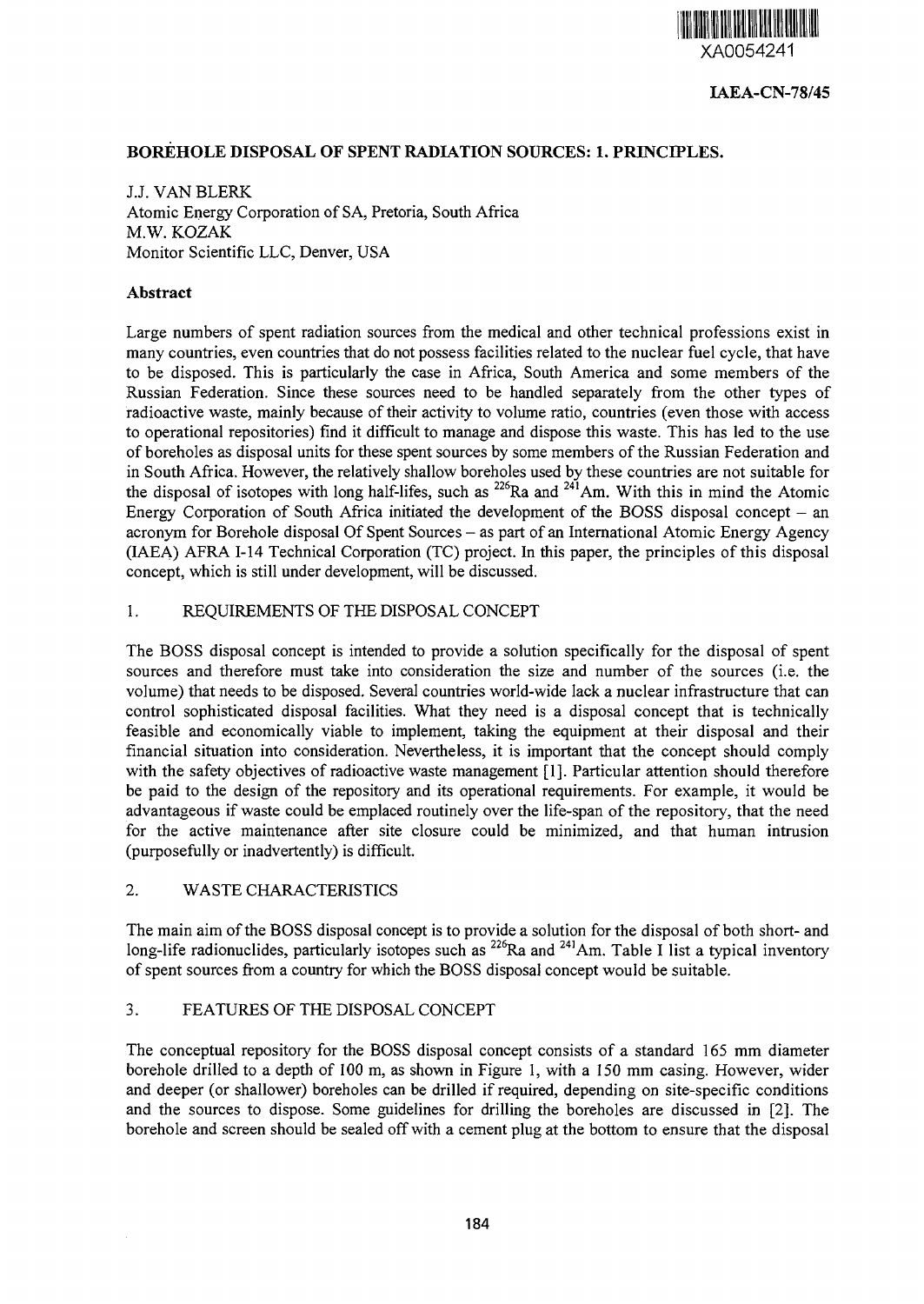XA0054241

**IAEA-CN-78/45**

## BOREHOLE DISPOSAL OF SPENT RADIATION SOURCES: 1. PRINCIPLES.

J.J. VAN BLERK
Atomic Energy Corporation of SA, Pretoria, South Africa
M.W. KOZAK
Monitor Scientific LLC, Denver, USA

### Abstract

Large numbers of spent radiation sources from the medical and other technical professions exist in many countries, even countries that do not possess facilities related to the nuclear fuel cycle, that have to be disposed. This is particularly the case in Africa, South America and some members of the Russian Federation. Since these sources need to be handled separately from the other types of radioactive waste, mainly because of their activity to volume ratio, countries (even those with access to operational repositories) find it difficult to manage and dispose this waste. This has led to the use of boreholes as disposal units for these spent sources by some members of the Russian Federation and in South Africa. However, the relatively shallow boreholes used by these countries are not suitable for the disposal of isotopes with long half-lifes, such as $^{226}Ra$ and $^{241}Am$. With this in mind the Atomic Energy Corporation of South Africa initiated the development of the BOSS disposal concept – an acronym for Borehole disposal Of Spent Sources – as part of an International Atomic Energy Agency (IAEA) AFRA I-14 Technical Corporation (TC) project. In this paper, the principles of this disposal concept, which is still under development, will be discussed.

### 1. REQUIREMENTS OF THE DISPOSAL CONCEPT

The BOSS disposal concept is intended to provide a solution specifically for the disposal of spent sources and therefore must take into consideration the size and number of the sources (i.e. the volume) that needs to be disposed. Several countries world-wide lack a nuclear infrastructure that can control sophisticated disposal facilities. What they need is a disposal concept that is technically feasible and economically viable to implement, taking the equipment at their disposal and their financial situation into consideration. Nevertheless, it is important that the concept should comply with the safety objectives of radioactive waste management [1]. Particular attention should therefore be paid to the design of the repository and its operational requirements. For example, it would be advantageous if waste could be emplaced routinely over the life-span of the repository, that the need for the active maintenance after site closure could be minimized, and that human intrusion (purposefully or inadvertently) is difficult.

### 2. WASTE CHARACTERISTICS

The main aim of the BOSS disposal concept is to provide a solution for the disposal of both short- and long-life radionuclides, particularly isotopes such as $^{226}Ra$ and $^{241}Am$. Table I list a typical inventory of spent sources from a country for which the BOSS disposal concept would be suitable.

### 3. FEATURES OF THE DISPOSAL CONCEPT

The conceptual repository for the BOSS disposal concept consists of a standard 165 mm diameter borehole drilled to a depth of 100 m, as shown in Figure 1, with a 150 mm casing. However, wider and deeper (or shallower) boreholes can be drilled if required, depending on site-specific conditions and the sources to dispose. Some guidelines for drilling the boreholes are discussed in [2]. The borehole and screen should be sealed off with a cement plug at the bottom to ensure that the disposal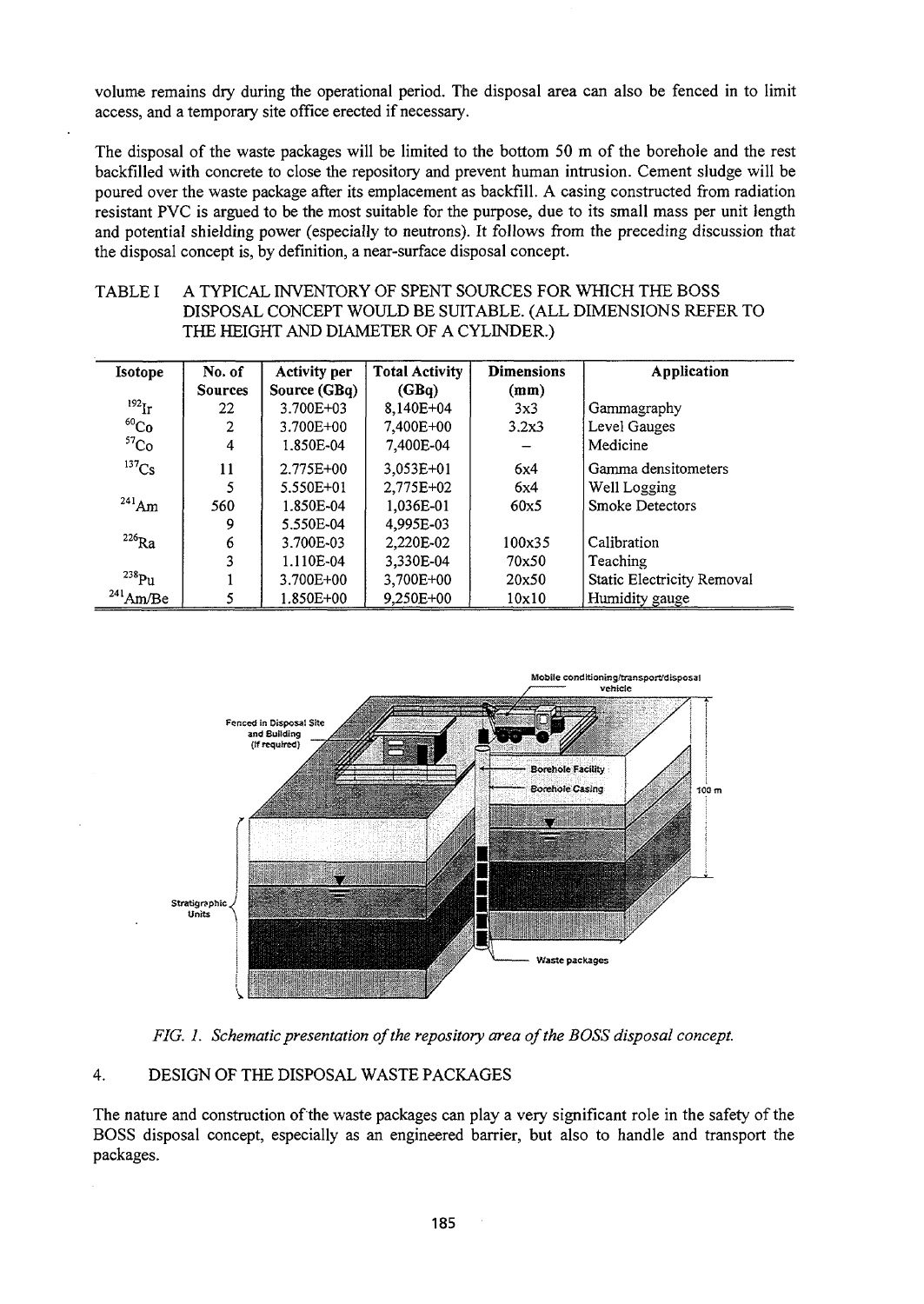volume remains dry during the operational period. The disposal area can also be fenced in to limit access, and a temporary site office erected if necessary.

The disposal of the waste packages will be limited to the bottom 50 m of the borehole and the rest backfilled with concrete to close the repository and prevent human intrusion. Cement sludge will be poured over the waste package after its emplacement as backfill. A casing constructed from radiation resistant PVC is argued to be the most suitable for the purpose, due to its small mass per unit length and potential shielding power (especially to neutrons). It follows from the preceding discussion that the disposal concept is, by definition, a near-surface disposal concept.

TABLE I A TYPICAL INVENTORY OF SPENT SOURCES FOR WHICH THE BOSS DISPOSAL CONCEPT WOULD BE SUITABLE. (ALL DIMENSIONS REFER TO THE HEIGHT AND DIAMETER OF A CYLINDER.)

| Isotope | No. of Sources | Activity per Source (GBq) | Total Activity (GBq) | Dimensions (mm) | Application |
|---|---|---|---|---|---|
| $^{192}$Ir | 22 | 3.700E+03 | 8,140E+04 | 3x3 | Gammagraphy |
| $^{60}$Co | 2 | 3.700E+00 | 7,400E+00 | 3.2x3 | Level Gauges |
| $^{57}$Co | 4 | 1.850E-04 | 7,400E-04 | – | Medicine |
| $^{137}$Cs | 11 | 2.775E+00 | 3,053E+01 | 6x4 | Gamma densitometers |
| | 5 | 5.550E+01 | 2,775E+02 | 6x4 | Well Logging |
| $^{241}$Am | 560 | 1.850E-04 | 1,036E-01 | 60x5 | Smoke Detectors |
| | 9 | 5.550E-04 | 4,995E-03 | | |
| $^{226}$Ra | 6 | 3.700E-03 | 2,220E-02 | 100x35 | Calibration |
| | 3 | 1.110E-04 | 3,330E-04 | 70x50 | Teaching |
| $^{238}$Pu | 1 | 3.700E+00 | 3,700E+00 | 20x50 | Static Electricity Removal |
| $^{241}$Am/Be | 5 | 1.850E+00 | 9,250E+00 | 10x10 | Humidity gauge |

*FIG. 1. Schematic presentation of the repository area of the BOSS disposal concept.*

## 4. DESIGN OF THE DISPOSAL WASTE PACKAGES

The nature and construction of the waste packages can play a very significant role in the safety of the BOSS disposal concept, especially as an engineered barrier, but also to handle and transport the packages.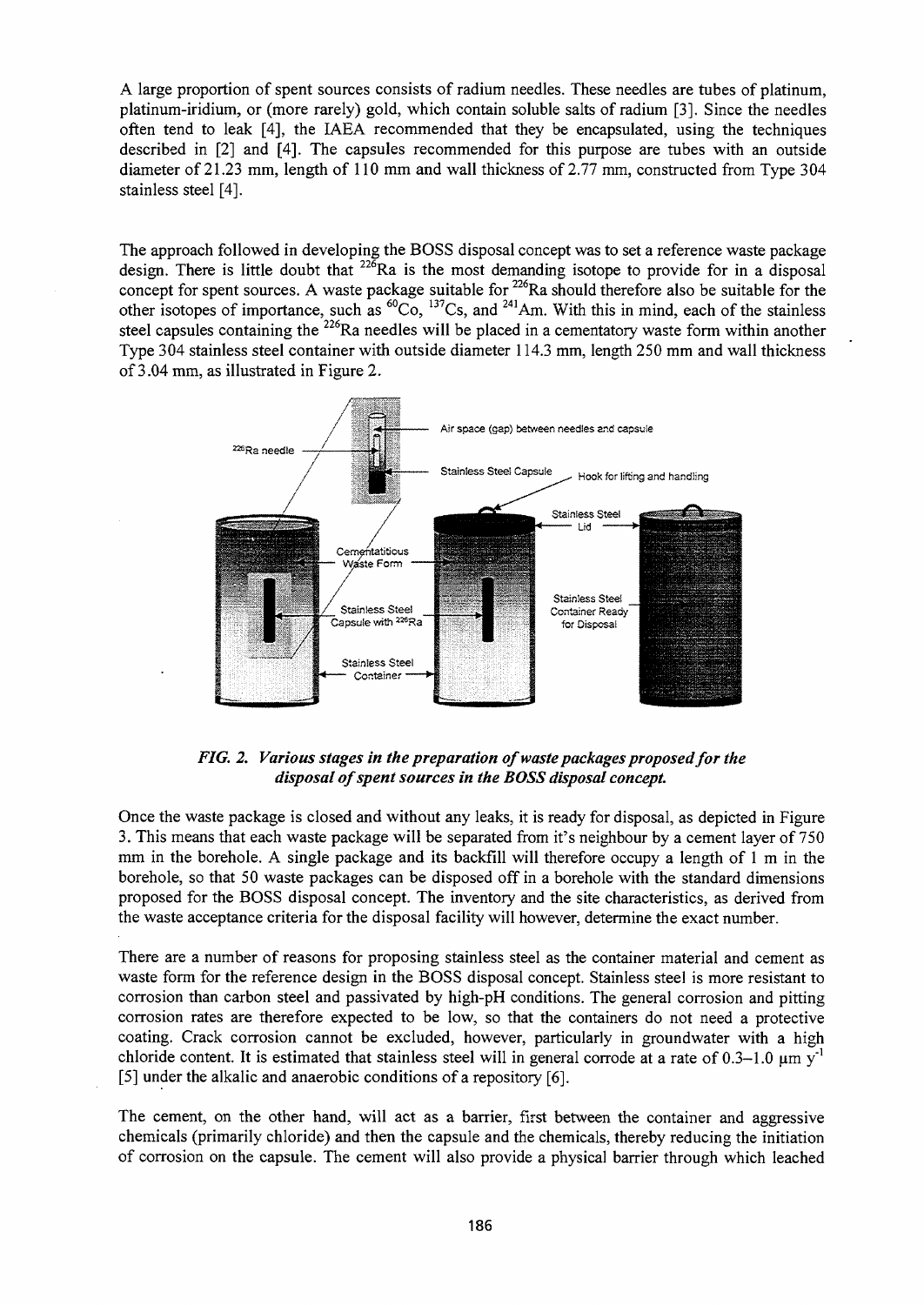A large proportion of spent sources consists of radium needles. These needles are tubes of platinum, platinum-iridium, or (more rarely) gold, which contain soluble salts of radium [3]. Since the needles often tend to leak [4], the IAEA recommended that they be encapsulated, using the techniques described in [2] and [4]. The capsules recommended for this purpose are tubes with an outside diameter of 21.23 mm, length of 110 mm and wall thickness of 2.77 mm, constructed from Type 304 stainless steel [4].

The approach followed in developing the BOSS disposal concept was to set a reference waste package design. There is little doubt that $^{226}$Ra is the most demanding isotope to provide for in a disposal concept for spent sources. A waste package suitable for $^{226}$Ra should therefore also be suitable for the other isotopes of importance, such as $^{60}$Co, $^{137}$Cs, and $^{241}$Am. With this in mind, each of the stainless steel capsules containing the $^{226}$Ra needles will be placed in a cementatory waste form within another Type 304 stainless steel container with outside diameter 114.3 mm, length 250 mm and wall thickness of 3.04 mm, as illustrated in Figure 2.

*FIG. 2. Various stages in the preparation of waste packages proposed for the disposal of spent sources in the BOSS disposal concept.*

Once the waste package is closed and without any leaks, it is ready for disposal, as depicted in Figure 3. This means that each waste package will be separated from it's neighbour by a cement layer of 750 mm in the borehole. A single package and its backfill will therefore occupy a length of 1 m in the borehole, so that 50 waste packages can be disposed off in a borehole with the standard dimensions proposed for the BOSS disposal concept. The inventory and the site characteristics, as derived from the waste acceptance criteria for the disposal facility will however, determine the exact number.

There are a number of reasons for proposing stainless steel as the container material and cement as waste form for the reference design in the BOSS disposal concept. Stainless steel is more resistant to corrosion than carbon steel and passivated by high-pH conditions. The general corrosion and pitting corrosion rates are therefore expected to be low, so that the containers do not need a protective coating. Crack corrosion cannot be excluded, however, particularly in groundwater with a high chloride content. It is estimated that stainless steel will in general corrode at a rate of 0.3–1.0 μm $y^{-1}$ [5] under the alkalic and anaerobic conditions of a repository [6].

The cement, on the other hand, will act as a barrier, first between the container and aggressive chemicals (primarily chloride) and then the capsule and the chemicals, thereby reducing the initiation of corrosion on the capsule. The cement will also provide a physical barrier through which leached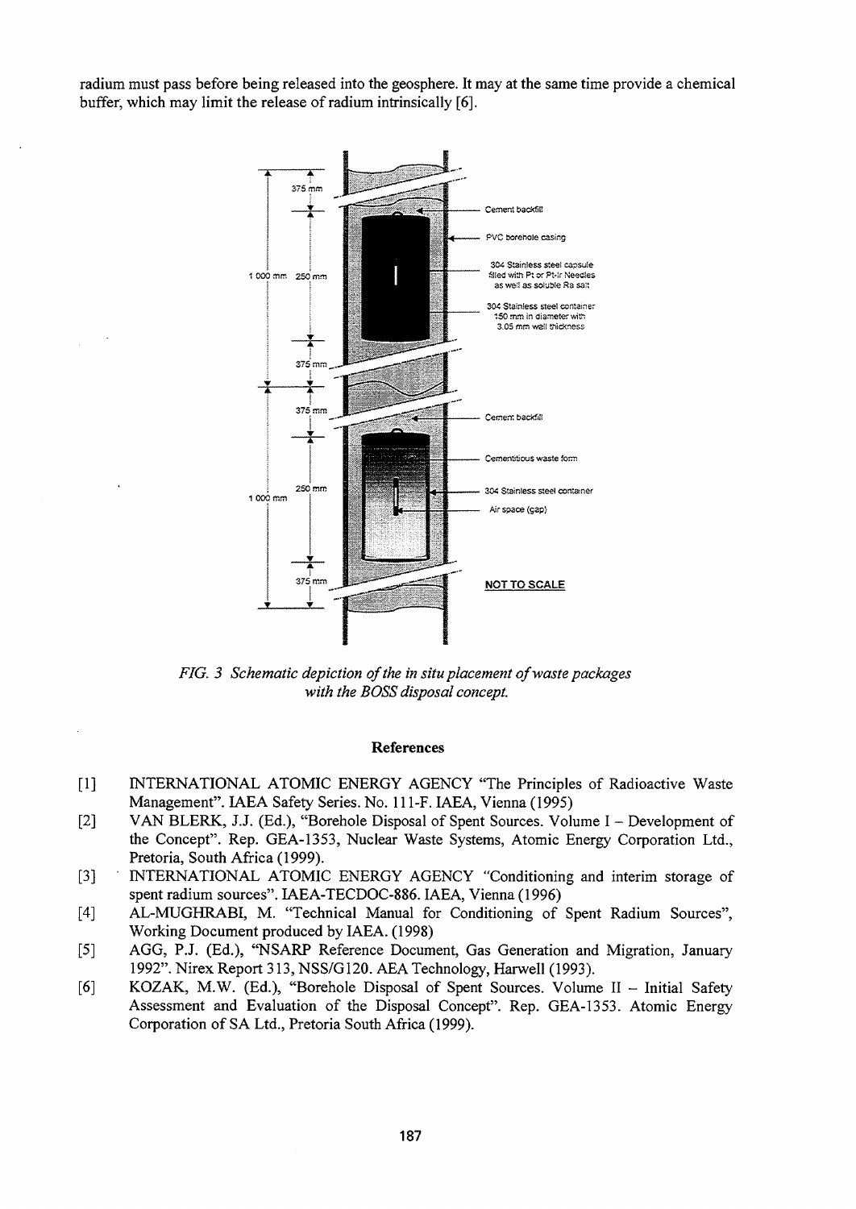radium must pass before being released into the geosphere. It may at the same time provide a chemical buffer, which may limit the release of radium intrinsically [6].

375 mm
1 000 mm
250 mm
375 mm
375 mm
1 000 mm
250 mm
375 mm
Cement backfill
PVC borehole casing
304 Stainless steel capsule filled with Pt or Pt-Ir Needles as well as soluble Ra salt
304 Stainless steel container 150 mm in diameter with 3.05 mm wall thickness
Cement backfill
Cementitious waste form
304 Stainless steel container
Air space (gap)
NOT TO SCALE

*FIG. 3 Schematic depiction of the in situ placement of waste packages with the BOSS disposal concept.*

## References

[1] INTERNATIONAL ATOMIC ENERGY AGENCY "The Principles of Radioactive Waste Management". IAEA Safety Series. No. 111-F. IAEA, Vienna (1995)

[2] VAN BLERK, J.J. (Ed.), "Borehole Disposal of Spent Sources. Volume I – Development of the Concept". Rep. GEA-1353, Nuclear Waste Systems, Atomic Energy Corporation Ltd., Pretoria, South Africa (1999).

[3] INTERNATIONAL ATOMIC ENERGY AGENCY "Conditioning and interim storage of spent radium sources". IAEA-TECDOC-886. IAEA, Vienna (1996)

[4] AL-MUGHRABI, M. "Technical Manual for Conditioning of Spent Radium Sources", Working Document produced by IAEA. (1998)

[5] AGG, P.J. (Ed.), "NSARP Reference Document, Gas Generation and Migration, January 1992". Nirex Report 313, NSS/G120. AEA Technology, Harwell (1993).

[6] KOZAK, M.W. (Ed.), "Borehole Disposal of Spent Sources. Volume II – Initial Safety Assessment and Evaluation of the Disposal Concept". Rep. GEA-1353. Atomic Energy Corporation of SA Ltd., Pretoria South Africa (1999).